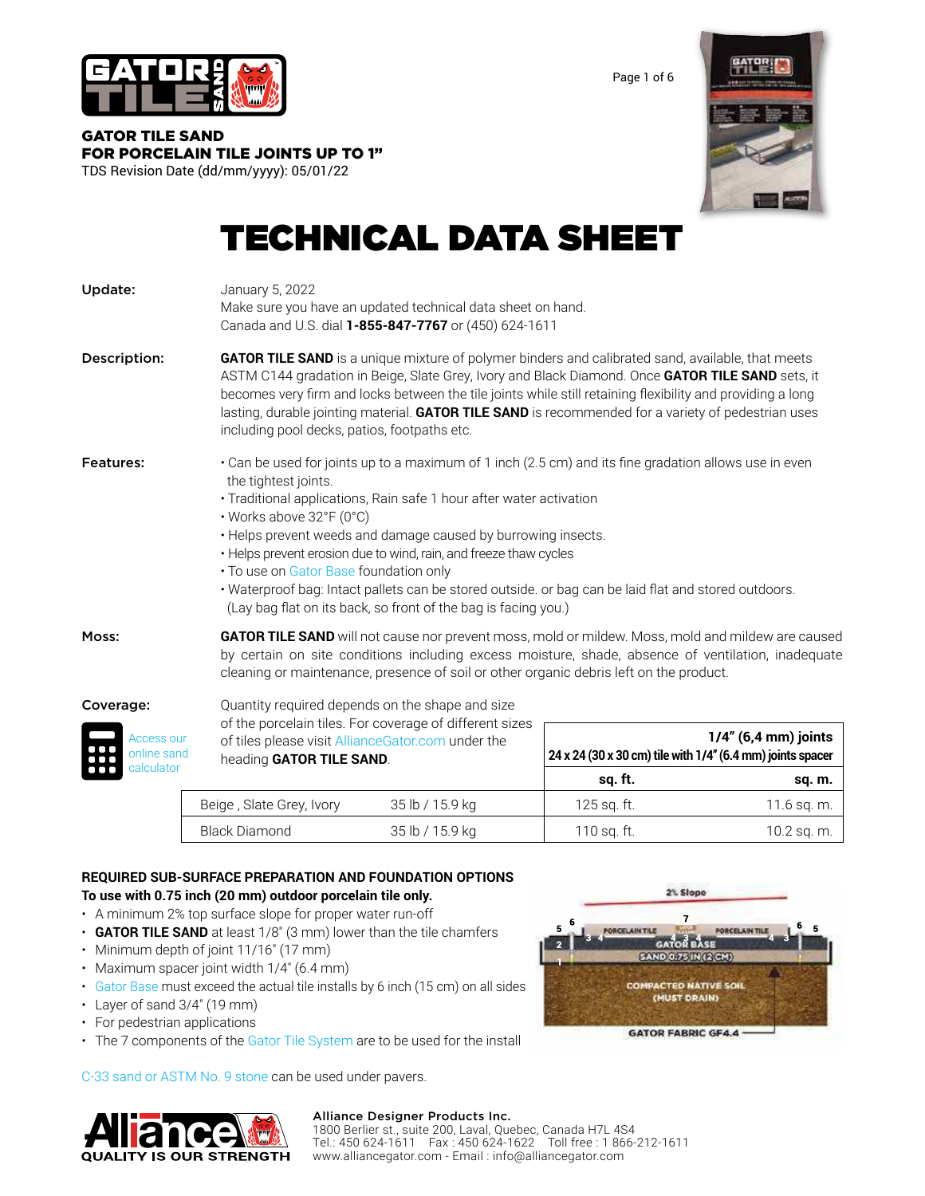**GATOR TILE SAND**
**FOR PORCELAIN TILE JOINTS UP TO 1"**
TDS Revision Date (dd/mm/yyyy): 05/01/22

# TECHNICAL DATA SHEET

**Update:**

January 5, 2022
Make sure you have an updated technical data sheet on hand.
Canada and U.S. dial **1-855-847-7767** or (450) 624-1611

**Description:**

**GATOR TILE SAND** is a unique mixture of polymer binders and calibrated sand, available, that meets ASTM C144 gradation in Beige, Slate Grey, Ivory and Black Diamond. Once **GATOR TILE SAND** sets, it becomes very firm and locks between the tile joints while still retaining flexibility and providing a long lasting, durable jointing material. **GATOR TILE SAND** is recommended for a variety of pedestrian uses including pool decks, patios, footpaths etc.

**Features:**

- Can be used for joints up to a maximum of 1 inch (2.5 cm) and its fine gradation allows use in even the tightest joints.
- Traditional applications, Rain safe 1 hour after water activation
- Works above 32°F (0°C)
- Helps prevent weeds and damage caused by burrowing insects.
- Helps prevent erosion due to wind, rain, and freeze thaw cycles
- To use on Gator Base foundation only
- Waterproof bag: Intact pallets can be stored outside. or bag can be laid flat and stored outdoors. (Lay bag flat on its back, so front of the bag is facing you.)

**Moss:**

**GATOR TILE SAND** will not cause nor prevent moss, mold or mildew. Moss, mold and mildew are caused by certain on site conditions including excess moisture, shade, absence of ventilation, inadequate cleaning or maintenance, presence of soil or other organic debris left on the product.

**Coverage:**

Access our online sand calculator

Quantity required depends on the shape and size of the porcelain tiles. For coverage of different sizes of tiles please visit AllianceGator.com under the heading **GATOR TILE SAND**.

| | | 1/4" (6,4 mm) joints<br>24 x 24 (30 x 30 cm) tile with 1/4" (6.4 mm) joints spacer | |
|---|---|---|---|
| | | **sq. ft.** | **sq. m.** |
| Beige , Slate Grey, Ivory | 35 lb / 15.9 kg | 125 sq. ft. | 11.6 sq. m. |
| Black Diamond | 35 lb / 15.9 kg | 110 sq. ft. | 10.2 sq. m. |

**REQUIRED SUB-SURFACE PREPARATION AND FOUNDATION OPTIONS**
**To use with 0.75 inch (20 mm) outdoor porcelain tile only.**

- A minimum 2% top surface slope for proper water run-off
- **GATOR TILE SAND** at least 1/8" (3 mm) lower than the tile chamfers
- Minimum depth of joint 11/16" (17 mm)
- Maximum spacer joint width 1/4" (6.4 mm)
- Gator Base must exceed the actual tile installs by 6 inch (15 cm) on all sides
- Layer of sand 3/4" (19 mm)
- For pedestrian applications
- The 7 components of the Gator Tile System are to be used for the install

2% Slope — PORCELAIN TILE — GATOR BASE — SAND 0.75 IN (2 CM) — COMPACTED NATIVE SOIL (MUST DRAIN) — GATOR FABRIC GF4.4

C-33 sand or ASTM No. 9 stone can be used under pavers.

**Alliance Designer Products Inc.**
1800 Berlier st., suite 200, Laval, Quebec, Canada H7L 4S4
Tel.: 450 624-1611 Fax : 450 624-1622 Toll free : 1 866-212-1611
www.alliancegator.com - Email : info@alliancegator.com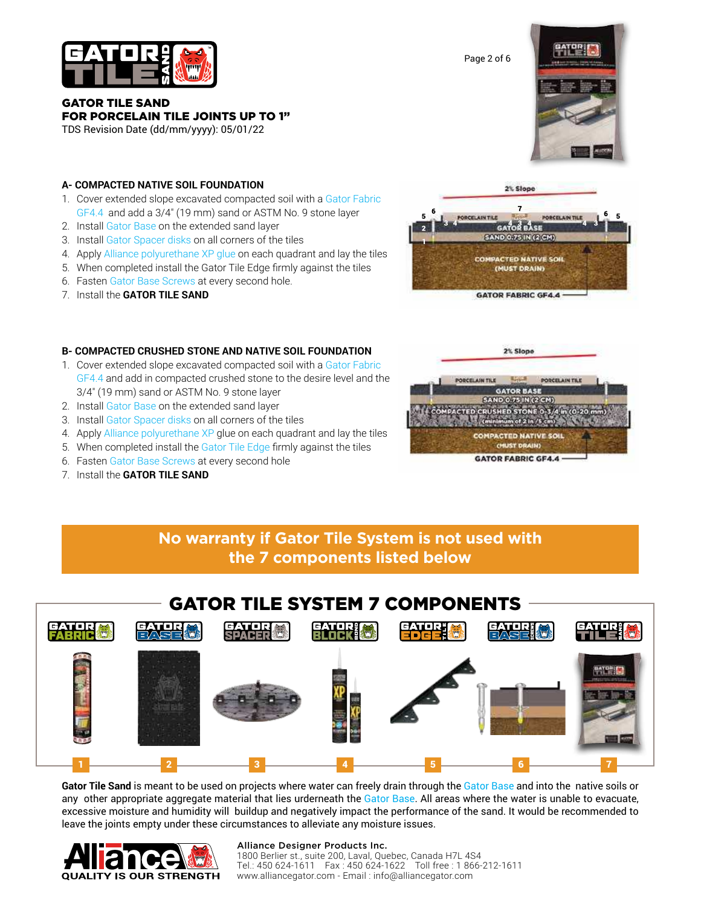**GATOR TILE SAND**
**FOR PORCELAIN TILE JOINTS UP TO 1"**
TDS Revision Date (dd/mm/yyyy): 05/01/22

### A- COMPACTED NATIVE SOIL FOUNDATION

1. Cover extended slope excavated compacted soil with a Gator Fabric GF4.4 and add a 3/4" (19 mm) sand or ASTM No. 9 stone layer
2. Install Gator Base on the extended sand layer
3. Install Gator Spacer disks on all corners of the tiles
4. Apply Alliance polyurethane XP glue on each quadrant and lay the tiles
5. When completed install the Gator Tile Edge firmly against the tiles
6. Fasten Gator Base Screws at every second hole.
7. Install the **GATOR TILE SAND**

### B- COMPACTED CRUSHED STONE AND NATIVE SOIL FOUNDATION

1. Cover extended slope excavated compacted soil with a Gator Fabric GF4.4 and add in compacted crushed stone to the desire level and the 3/4" (19 mm) sand or ASTM No. 9 stone layer
2. Install Gator Base on the extended sand layer
3. Install Gator Spacer disks on all corners of the tiles
4. Apply Alliance polyurethane XP glue on each quadrant and lay the tiles
5. When completed install the Gator Tile Edge firmly against the tiles
6. Fasten Gator Base Screws at every second hole
7. Install the **GATOR TILE SAND**

**No warranty if Gator Tile System is not used with the 7 components listed below**

## GATOR TILE SYSTEM 7 COMPONENTS

1. Gator Fabric
2. Gator Base
3. Gator Spacer
4. Gator Block
5. Gator Edge
6. Gator Base Screws
7. Gator Tile Sand

**Gator Tile Sand** is meant to be used on projects where water can freely drain through the Gator Base and into the native soils or any other appropriate aggregate material that lies urderneath the Gator Base. All areas where the water is unable to evacuate, excessive moisture and humidity will buildup and negatively impact the performance of the sand. It would be recommended to leave the joints empty under these circumstances to alleviate any moisture issues.

**Alliance Designer Products Inc.**
1800 Berlier st., suite 200, Laval, Quebec, Canada H7L 4S4
Tel.: 450 624-1611 Fax : 450 624-1622 Toll free : 1 866-212-1611
www.alliancegator.com - Email : info@alliancegator.com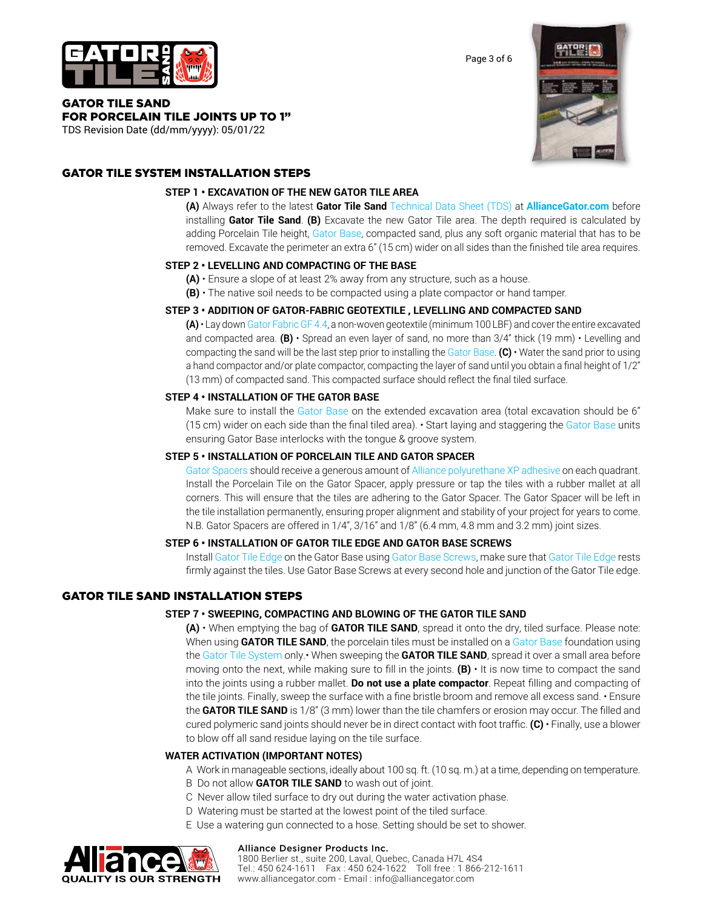# GATOR TILE SAND
# FOR PORCELAIN TILE JOINTS UP TO 1"

TDS Revision Date (dd/mm/yyyy): 05/01/22

## GATOR TILE SYSTEM INSTALLATION STEPS

### STEP 1 • EXCAVATION OF THE NEW GATOR TILE AREA

**(A)** Always refer to the latest **Gator Tile Sand** Technical Data Sheet (TDS) at **AllianceGator.com** before installing **Gator Tile Sand**. **(B)** Excavate the new Gator Tile area. The depth required is calculated by adding Porcelain Tile height, Gator Base, compacted sand, plus any soft organic material that has to be removed. Excavate the perimeter an extra 6" (15 cm) wider on all sides than the finished tile area requires.

### STEP 2 • LEVELLING AND COMPACTING OF THE BASE

**(A)** • Ensure a slope of at least 2% away from any structure, such as a house.

**(B)** • The native soil needs to be compacted using a plate compactor or hand tamper.

### STEP 3 • ADDITION OF GATOR-FABRIC GEOTEXTILE , LEVELLING AND COMPACTED SAND

**(A)** • Lay down Gator Fabric GF 4.4, a non-woven geotextile (minimum 100 LBF) and cover the entire excavated and compacted area. **(B)** • Spread an even layer of sand, no more than 3/4" thick (19 mm) • Levelling and compacting the sand will be the last step prior to installing the Gator Base. **(C)** • Water the sand prior to using a hand compactor and/or plate compactor, compacting the layer of sand until you obtain a final height of 1/2" (13 mm) of compacted sand. This compacted surface should reflect the final tiled surface.

### STEP 4 • INSTALLATION OF THE GATOR BASE

Make sure to install the Gator Base on the extended excavation area (total excavation should be 6" (15 cm) wider on each side than the final tiled area). • Start laying and staggering the Gator Base units ensuring Gator Base interlocks with the tongue & groove system.

### STEP 5 • INSTALLATION OF PORCELAIN TILE AND GATOR SPACER

Gator Spacers should receive a generous amount of Alliance polyurethane XP adhesive on each quadrant. Install the Porcelain Tile on the Gator Spacer, apply pressure or tap the tiles with a rubber mallet at all corners. This will ensure that the tiles are adhering to the Gator Spacer. The Gator Spacer will be left in the tile installation permanently, ensuring proper alignment and stability of your project for years to come. N.B. Gator Spacers are offered in 1/4", 3/16" and 1/8" (6.4 mm, 4.8 mm and 3.2 mm) joint sizes.

### STEP 6 • INSTALLATION OF GATOR TILE EDGE AND GATOR BASE SCREWS

Install Gator Tile Edge on the Gator Base using Gator Base Screws, make sure that Gator Tile Edge rests firmly against the tiles. Use Gator Base Screws at every second hole and junction of the Gator Tile edge.

## GATOR TILE SAND INSTALLATION STEPS

### STEP 7 • SWEEPING, COMPACTING AND BLOWING OF THE GATOR TILE SAND

**(A)** • When emptying the bag of **GATOR TILE SAND**, spread it onto the dry, tiled surface. Please note: When using **GATOR TILE SAND**, the porcelain tiles must be installed on a Gator Base foundation using the Gator Tile System only.• When sweeping the **GATOR TILE SAND**, spread it over a small area before moving onto the next, while making sure to fill in the joints. **(B)** • It is now time to compact the sand into the joints using a rubber mallet. **Do not use a plate compactor**. Repeat filling and compacting of the tile joints. Finally, sweep the surface with a fine bristle broom and remove all excess sand. • Ensure the **GATOR TILE SAND** is 1/8" (3 mm) lower than the tile chamfers or erosion may occur. The filled and cured polymeric sand joints should never be in direct contact with foot traffic. **(C)** • Finally, use a blower to blow off all sand residue laying on the tile surface.

### WATER ACTIVATION (IMPORTANT NOTES)

A Work in manageable sections, ideally about 100 sq. ft. (10 sq. m.) at a time, depending on temperature.

B Do not allow **GATOR TILE SAND** to wash out of joint.

C Never allow tiled surface to dry out during the water activation phase.

D Watering must be started at the lowest point of the tiled surface.

E Use a watering gun connected to a hose. Setting should be set to shower.

Alliance Designer Products Inc.
1800 Berlier st., suite 200, Laval, Quebec, Canada H7L 4S4
Tel.: 450 624-1611 Fax : 450 624-1622 Toll free : 1 866-212-1611
www.alliancegator.com - Email : info@alliancegator.com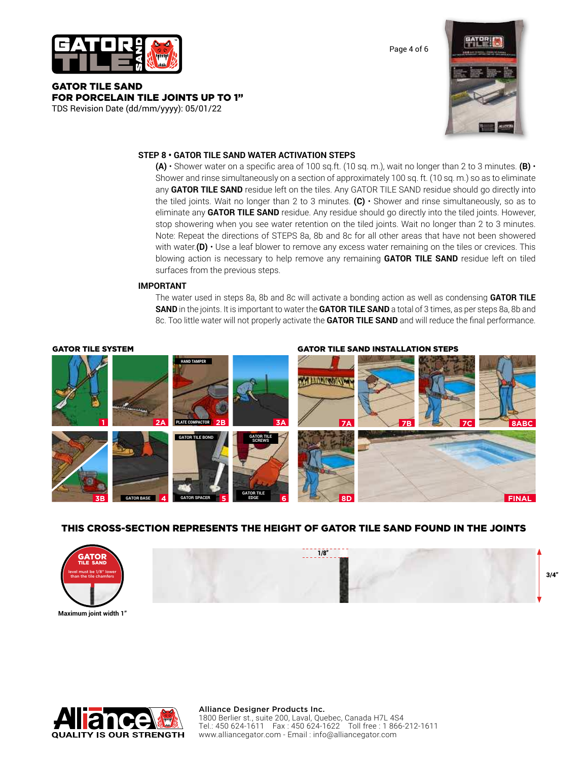**GATOR TILE SAND**
**FOR PORCELAIN TILE JOINTS UP TO 1"**
TDS Revision Date (dd/mm/yyyy): 05/01/22

### STEP 8 • GATOR TILE SAND WATER ACTIVATION STEPS

**(A)** • Shower water on a specific area of 100 sq.ft. (10 sq. m.), wait no longer than 2 to 3 minutes. **(B)** • Shower and rinse simultaneously on a section of approximately 100 sq. ft. (10 sq. m.) so as to eliminate any **GATOR TILE SAND** residue left on the tiles. Any GATOR TILE SAND residue should go directly into the tiled joints. Wait no longer than 2 to 3 minutes. **(C)** • Shower and rinse simultaneously, so as to eliminate any **GATOR TILE SAND** residue. Any residue should go directly into the tiled joints. However, stop showering when you see water retention on the tiled joints. Wait no longer than 2 to 3 minutes. Note: Repeat the directions of STEPS 8a, 8b and 8c for all other areas that have not been showered with water.**(D)** • Use a leaf blower to remove any excess water remaining on the tiles or crevices. This blowing action is necessary to help remove any remaining **GATOR TILE SAND** residue left on tiled surfaces from the previous steps.

### IMPORTANT

The water used in steps 8a, 8b and 8c will activate a bonding action as well as condensing **GATOR TILE SAND** in the joints. It is important to water the **GATOR TILE SAND** a total of 3 times, as per steps 8a, 8b and 8c. Too little water will not properly activate the **GATOR TILE SAND** and will reduce the final performance.

**GATOR TILE SYSTEM**

1, 2A, 2B (HAND TAMPER, PLATE COMPACTOR), 3A, 3B, 4 (GATOR BASE), 5 (GATOR TILE BOND, GATOR SPACER), 6 (GATOR TILE SCREWS, GATOR TILE EDGE)

**GATOR TILE SAND INSTALLATION STEPS**

7A, 7B, 7C, 8ABC, 8D, FINAL

### THIS CROSS-SECTION REPRESENTS THE HEIGHT OF GATOR TILE SAND FOUND IN THE JOINTS

GATOR TILE SAND level must be 1/8" lower than the tile chamfers

Maximum joint width 1"

1/8"

3/4"

**Alliance Designer Products Inc.**
1800 Berlier st., suite 200, Laval, Quebec, Canada H7L 4S4
Tel.: 450 624-1611 Fax : 450 624-1622 Toll free : 1 866-212-1611
www.alliancegator.com - Email : info@alliancegator.com

QUALITY IS OUR STRENGTH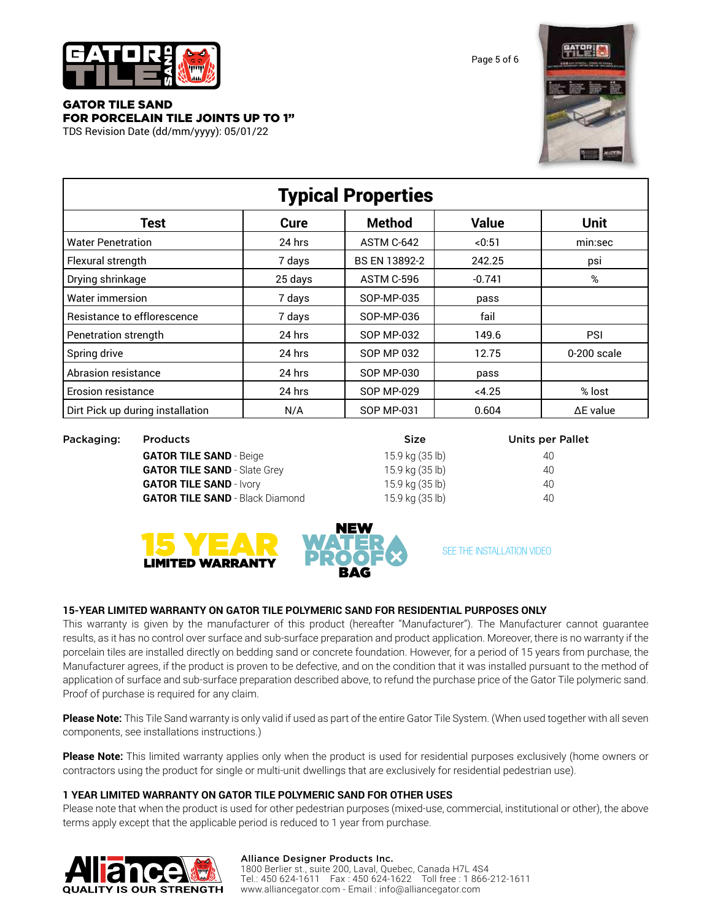**GATOR TILE SAND**
**FOR PORCELAIN TILE JOINTS UP TO 1"**
TDS Revision Date (dd/mm/yyyy): 05/01/22

## Typical Properties

| Test | Cure | Method | Value | Unit |
|---|---|---|---|---|
| Water Penetration | 24 hrs | ASTM C-642 | <0:51 | min:sec |
| Flexural strength | 7 days | BS EN 13892-2 | 242.25 | psi |
| Drying shrinkage | 25 days | ASTM C-596 | -0.741 | % |
| Water immersion | 7 days | SOP-MP-035 | pass | |
| Resistance to efflorescence | 7 days | SOP-MP-036 | fail | |
| Penetration strength | 24 hrs | SOP MP-032 | 149.6 | PSI |
| Spring drive | 24 hrs | SOP MP 032 | 12.75 | 0-200 scale |
| Abrasion resistance | 24 hrs | SOP MP-030 | pass | |
| Erosion resistance | 24 hrs | SOP MP-029 | <4.25 | % lost |
| Dirt Pick up during installation | N/A | SOP MP-031 | 0.604 | ΔE value |

**Packaging:**

| Products | Size | Units per Pallet |
|---|---|---|
| **GATOR TILE SAND** - Beige | 15.9 kg (35 lb) | 40 |
| **GATOR TILE SAND** - Slate Grey | 15.9 kg (35 lb) | 40 |
| **GATOR TILE SAND** - Ivory | 15.9 kg (35 lb) | 40 |
| **GATOR TILE SAND** - Black Diamond | 15.9 kg (35 lb) | 40 |

**15 YEAR LIMITED WARRANTY**

**NEW WATERPROOF BAG**

SEE THE INSTALLATION VIDEO

**15-YEAR LIMITED WARRANTY ON GATOR TILE POLYMERIC SAND FOR RESIDENTIAL PURPOSES ONLY**

This warranty is given by the manufacturer of this product (hereafter "Manufacturer"). The Manufacturer cannot guarantee results, as it has no control over surface and sub-surface preparation and product application. Moreover, there is no warranty if the porcelain tiles are installed directly on bedding sand or concrete foundation. However, for a period of 15 years from purchase, the Manufacturer agrees, if the product is proven to be defective, and on the condition that it was installed pursuant to the method of application of surface and sub-surface preparation described above, to refund the purchase price of the Gator Tile polymeric sand. Proof of purchase is required for any claim.

**Please Note:** This Tile Sand warranty is only valid if used as part of the entire Gator Tile System. (When used together with all seven components, see installations instructions.)

**Please Note:** This limited warranty applies only when the product is used for residential purposes exclusively (home owners or contractors using the product for single or multi-unit dwellings that are exclusively for residential pedestrian use).

**1 YEAR LIMITED WARRANTY ON GATOR TILE POLYMERIC SAND FOR OTHER USES**

Please note that when the product is used for other pedestrian purposes (mixed-use, commercial, institutional or other), the above terms apply except that the applicable period is reduced to 1 year from purchase.

QUALITY IS OUR STRENGTH

**Alliance Designer Products Inc.**
1800 Berlier st., suite 200, Laval, Quebec, Canada H7L 4S4
Tel.: 450 624-1611 Fax : 450 624-1622 Toll free : 1 866-212-1611
www.alliancegator.com - Email : info@alliancegator.com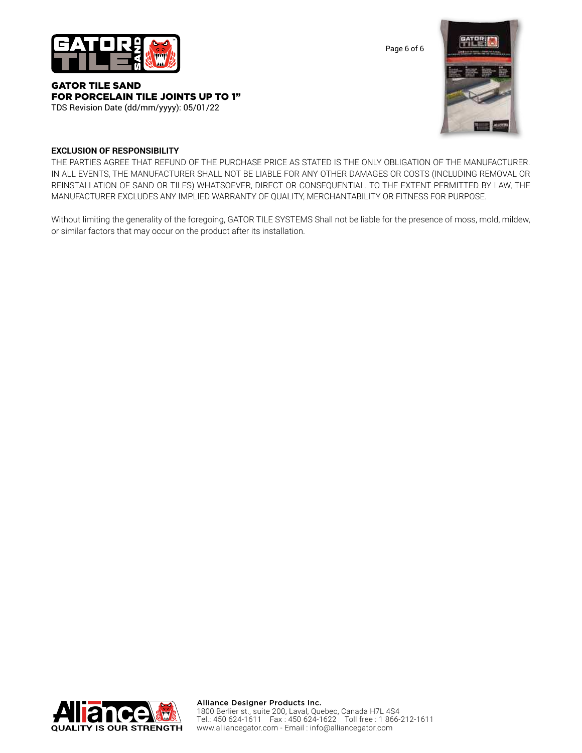## EXCLUSION OF RESPONSIBILITY

THE PARTIES AGREE THAT REFUND OF THE PURCHASE PRICE AS STATED IS THE ONLY OBLIGATION OF THE MANUFACTURER. IN ALL EVENTS, THE MANUFACTURER SHALL NOT BE LIABLE FOR ANY OTHER DAMAGES OR COSTS (INCLUDING REMOVAL OR REINSTALLATION OF SAND OR TILES) WHATSOEVER, DIRECT OR CONSEQUENTIAL. TO THE EXTENT PERMITTED BY LAW, THE MANUFACTURER EXCLUDES ANY IMPLIED WARRANTY OF QUALITY, MERCHANTABILITY OR FITNESS FOR PURPOSE.

Without limiting the generality of the foregoing, GATOR TILE SYSTEMS Shall not be liable for the presence of moss, mold, mildew, or similar factors that may occur on the product after its installation.